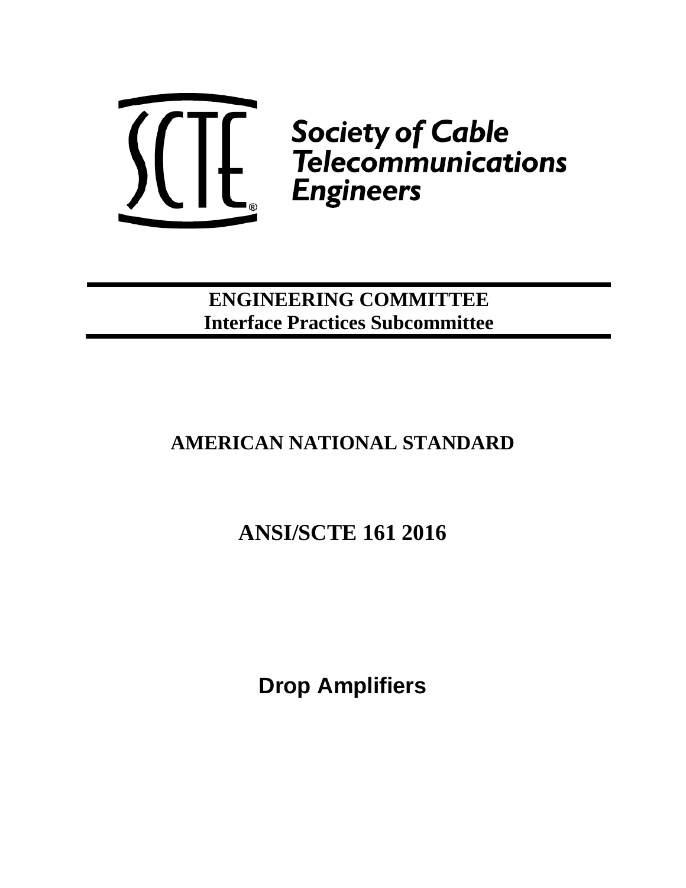SCTE® Society of Cable Telecommunications Engineers

**ENGINEERING COMMITTEE**
**Interface Practices Subcommittee**

# AMERICAN NATIONAL STANDARD

# ANSI/SCTE 161 2016

# Drop Amplifiers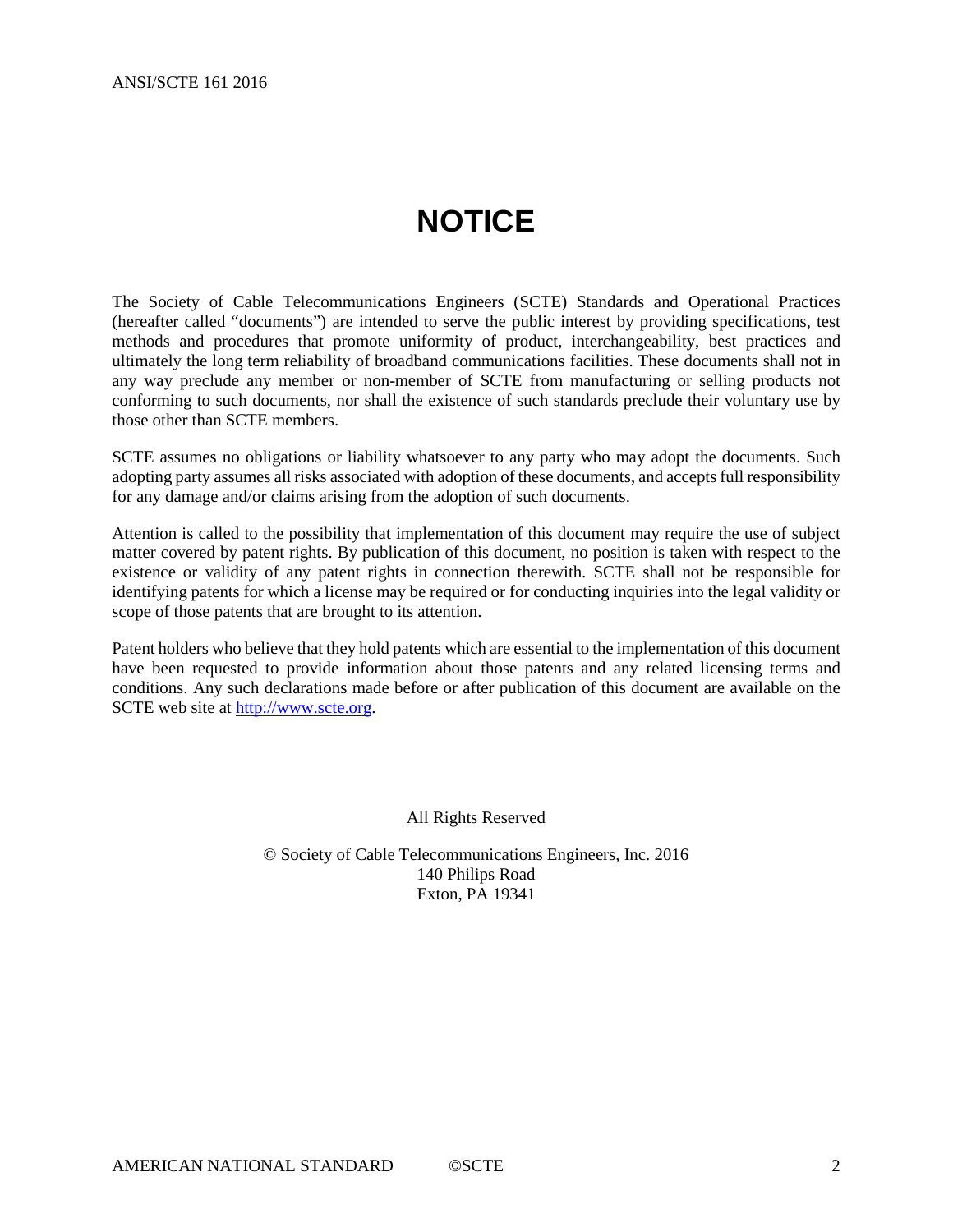# NOTICE

The Society of Cable Telecommunications Engineers (SCTE) Standards and Operational Practices (hereafter called "documents") are intended to serve the public interest by providing specifications, test methods and procedures that promote uniformity of product, interchangeability, best practices and ultimately the long term reliability of broadband communications facilities. These documents shall not in any way preclude any member or non-member of SCTE from manufacturing or selling products not conforming to such documents, nor shall the existence of such standards preclude their voluntary use by those other than SCTE members.

SCTE assumes no obligations or liability whatsoever to any party who may adopt the documents. Such adopting party assumes all risks associated with adoption of these documents, and accepts full responsibility for any damage and/or claims arising from the adoption of such documents.

Attention is called to the possibility that implementation of this document may require the use of subject matter covered by patent rights. By publication of this document, no position is taken with respect to the existence or validity of any patent rights in connection therewith. SCTE shall not be responsible for identifying patents for which a license may be required or for conducting inquiries into the legal validity or scope of those patents that are brought to its attention.

Patent holders who believe that they hold patents which are essential to the implementation of this document have been requested to provide information about those patents and any related licensing terms and conditions. Any such declarations made before or after publication of this document are available on the SCTE web site at [http://www.scte.org](http://www.scte.org).

All Rights Reserved

© Society of Cable Telecommunications Engineers, Inc. 2016
140 Philips Road
Exton, PA 19341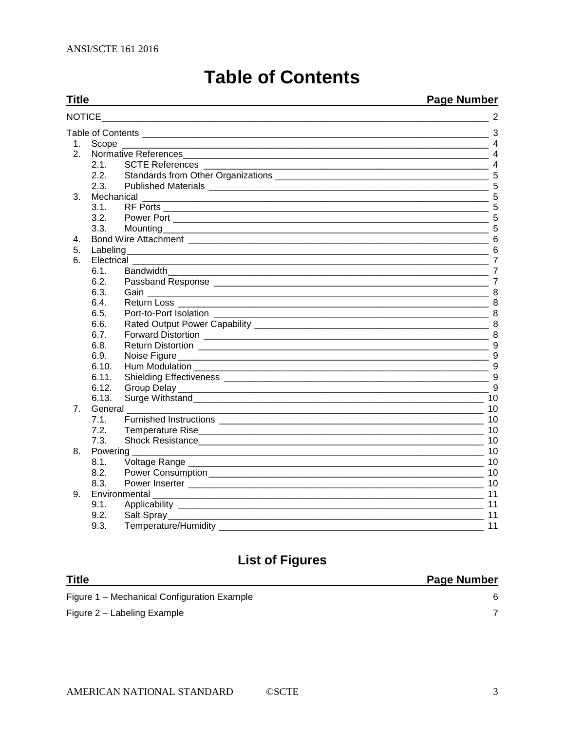# Table of Contents

| Title | Page Number |
|---|---|
| NOTICE | 2 |
| Table of Contents | 3 |
| 1. Scope | 4 |
| 2. Normative References | 4 |
| 2.1. SCTE References | 4 |
| 2.2. Standards from Other Organizations | 5 |
| 2.3. Published Materials | 5 |
| 3. Mechanical | 5 |
| 3.1. RF Ports | 5 |
| 3.2. Power Port | 5 |
| 3.3. Mounting | 5 |
| 4. Bond Wire Attachment | 6 |
| 5. Labeling | 6 |
| 6. Electrical | 7 |
| 6.1. Bandwidth | 7 |
| 6.2. Passband Response | 7 |
| 6.3. Gain | 8 |
| 6.4. Return Loss | 8 |
| 6.5. Port-to-Port Isolation | 8 |
| 6.6. Rated Output Power Capability | 8 |
| 6.7. Forward Distortion | 8 |
| 6.8. Return Distortion | 9 |
| 6.9. Noise Figure | 9 |
| 6.10. Hum Modulation | 9 |
| 6.11. Shielding Effectiveness | 9 |
| 6.12. Group Delay | 9 |
| 6.13. Surge Withstand | 10 |
| 7. General | 10 |
| 7.1. Furnished Instructions | 10 |
| 7.2. Temperature Rise | 10 |
| 7.3. Shock Resistance | 10 |
| 8. Powering | 10 |
| 8.1. Voltage Range | 10 |
| 8.2. Power Consumption | 10 |
| 8.3. Power Inserter | 10 |
| 9. Environmental | 11 |
| 9.1. Applicability | 11 |
| 9.2. Salt Spray | 11 |
| 9.3. Temperature/Humidity | 11 |

## List of Figures

| Title | Page Number |
|---|---|
| Figure 1 – Mechanical Configuration Example | 6 |
| Figure 2 – Labeling Example | 7 |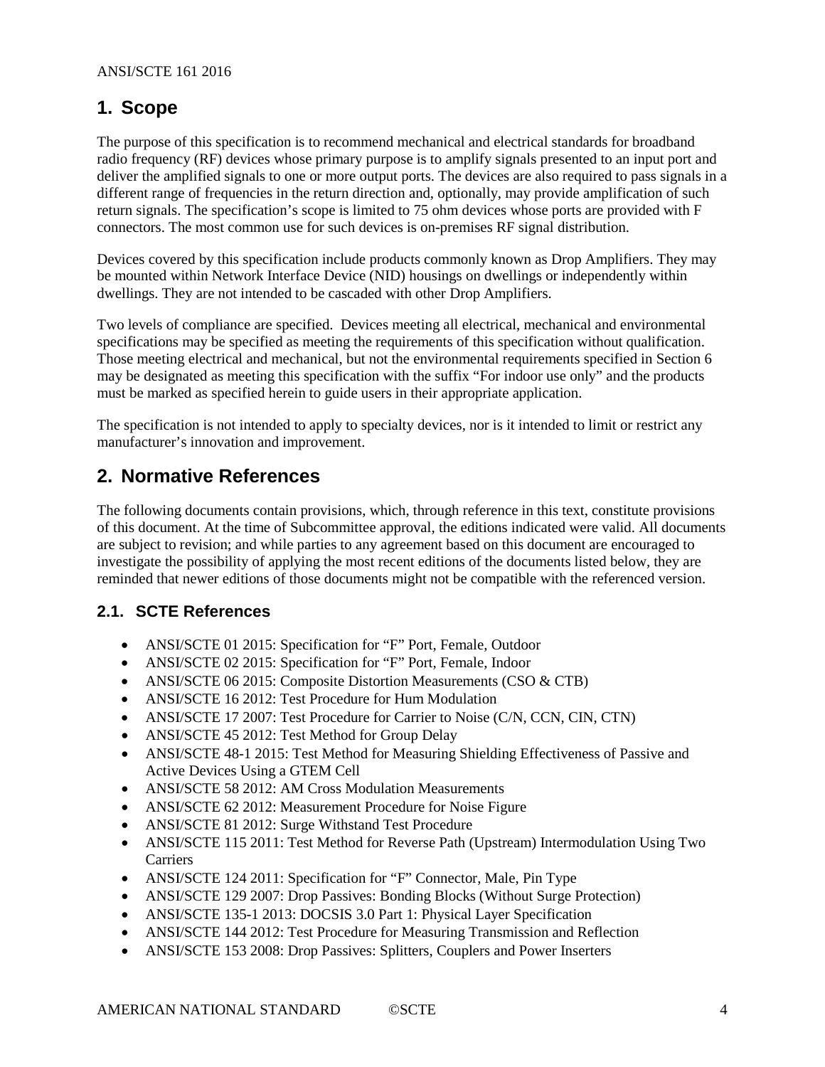# 1. Scope

The purpose of this specification is to recommend mechanical and electrical standards for broadband radio frequency (RF) devices whose primary purpose is to amplify signals presented to an input port and deliver the amplified signals to one or more output ports. The devices are also required to pass signals in a different range of frequencies in the return direction and, optionally, may provide amplification of such return signals. The specification's scope is limited to 75 ohm devices whose ports are provided with F connectors. The most common use for such devices is on-premises RF signal distribution.

Devices covered by this specification include products commonly known as Drop Amplifiers. They may be mounted within Network Interface Device (NID) housings on dwellings or independently within dwellings. They are not intended to be cascaded with other Drop Amplifiers.

Two levels of compliance are specified. Devices meeting all electrical, mechanical and environmental specifications may be specified as meeting the requirements of this specification without qualification. Those meeting electrical and mechanical, but not the environmental requirements specified in Section 6 may be designated as meeting this specification with the suffix "For indoor use only" and the products must be marked as specified herein to guide users in their appropriate application.

The specification is not intended to apply to specialty devices, nor is it intended to limit or restrict any manufacturer's innovation and improvement.

# 2. Normative References

The following documents contain provisions, which, through reference in this text, constitute provisions of this document. At the time of Subcommittee approval, the editions indicated were valid. All documents are subject to revision; and while parties to any agreement based on this document are encouraged to investigate the possibility of applying the most recent editions of the documents listed below, they are reminded that newer editions of those documents might not be compatible with the referenced version.

## 2.1. SCTE References

- ANSI/SCTE 01 2015: Specification for "F" Port, Female, Outdoor
- ANSI/SCTE 02 2015: Specification for "F" Port, Female, Indoor
- ANSI/SCTE 06 2015: Composite Distortion Measurements (CSO & CTB)
- ANSI/SCTE 16 2012: Test Procedure for Hum Modulation
- ANSI/SCTE 17 2007: Test Procedure for Carrier to Noise (C/N, CCN, CIN, CTN)
- ANSI/SCTE 45 2012: Test Method for Group Delay
- ANSI/SCTE 48-1 2015: Test Method for Measuring Shielding Effectiveness of Passive and Active Devices Using a GTEM Cell
- ANSI/SCTE 58 2012: AM Cross Modulation Measurements
- ANSI/SCTE 62 2012: Measurement Procedure for Noise Figure
- ANSI/SCTE 81 2012: Surge Withstand Test Procedure
- ANSI/SCTE 115 2011: Test Method for Reverse Path (Upstream) Intermodulation Using Two Carriers
- ANSI/SCTE 124 2011: Specification for "F" Connector, Male, Pin Type
- ANSI/SCTE 129 2007: Drop Passives: Bonding Blocks (Without Surge Protection)
- ANSI/SCTE 135-1 2013: DOCSIS 3.0 Part 1: Physical Layer Specification
- ANSI/SCTE 144 2012: Test Procedure for Measuring Transmission and Reflection
- ANSI/SCTE 153 2008: Drop Passives: Splitters, Couplers and Power Inserters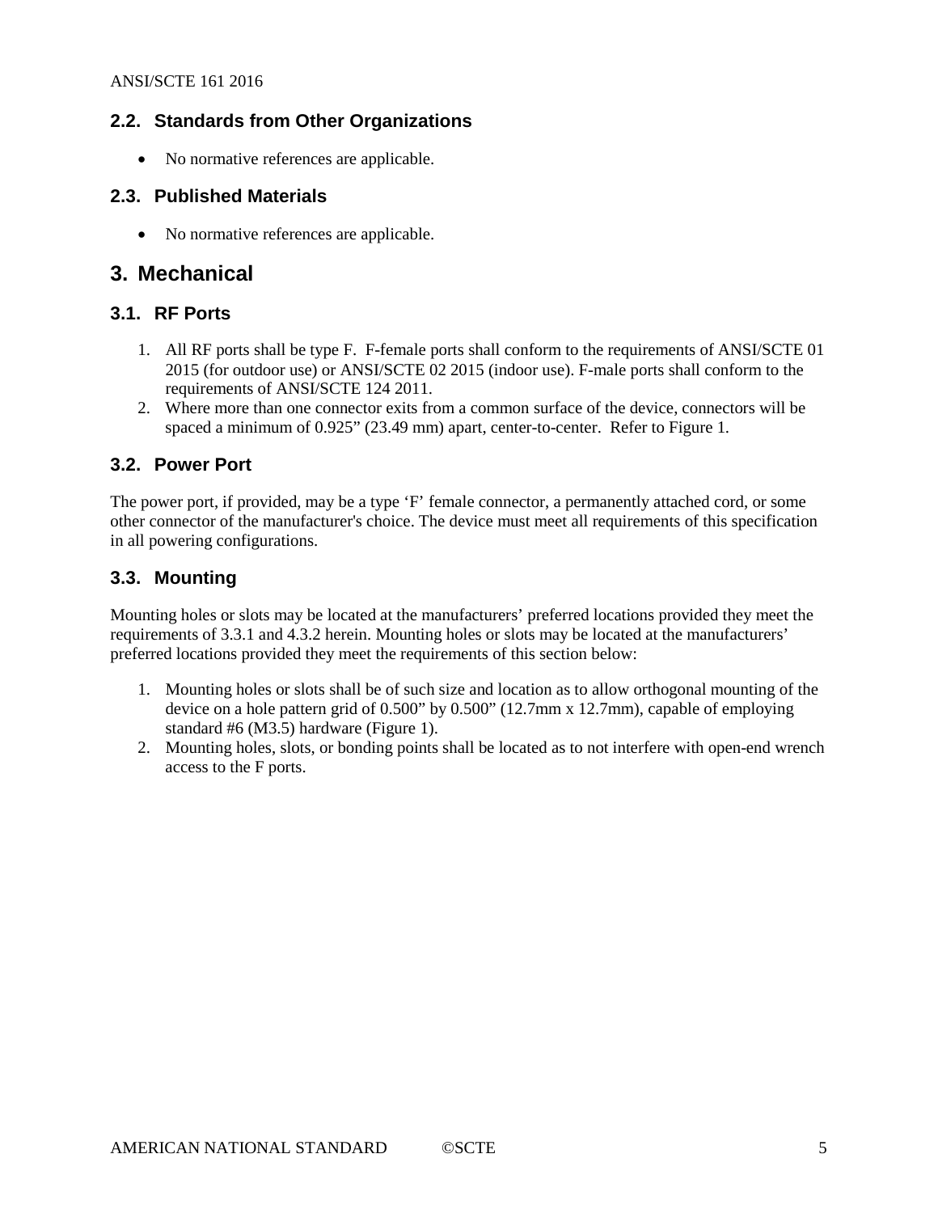## 2.2. Standards from Other Organizations

- No normative references are applicable.

## 2.3. Published Materials

- No normative references are applicable.

# 3. Mechanical

## 3.1. RF Ports

1. All RF ports shall be type F. F-female ports shall conform to the requirements of ANSI/SCTE 01 2015 (for outdoor use) or ANSI/SCTE 02 2015 (indoor use). F-male ports shall conform to the requirements of ANSI/SCTE 124 2011.
2. Where more than one connector exits from a common surface of the device, connectors will be spaced a minimum of 0.925" (23.49 mm) apart, center-to-center. Refer to Figure 1.

## 3.2. Power Port

The power port, if provided, may be a type 'F' female connector, a permanently attached cord, or some other connector of the manufacturer's choice. The device must meet all requirements of this specification in all powering configurations.

## 3.3. Mounting

Mounting holes or slots may be located at the manufacturers' preferred locations provided they meet the requirements of 3.3.1 and 4.3.2 herein. Mounting holes or slots may be located at the manufacturers' preferred locations provided they meet the requirements of this section below:

1. Mounting holes or slots shall be of such size and location as to allow orthogonal mounting of the device on a hole pattern grid of 0.500" by 0.500" (12.7mm x 12.7mm), capable of employing standard #6 (M3.5) hardware (Figure 1).
2. Mounting holes, slots, or bonding points shall be located as to not interfere with open-end wrench access to the F ports.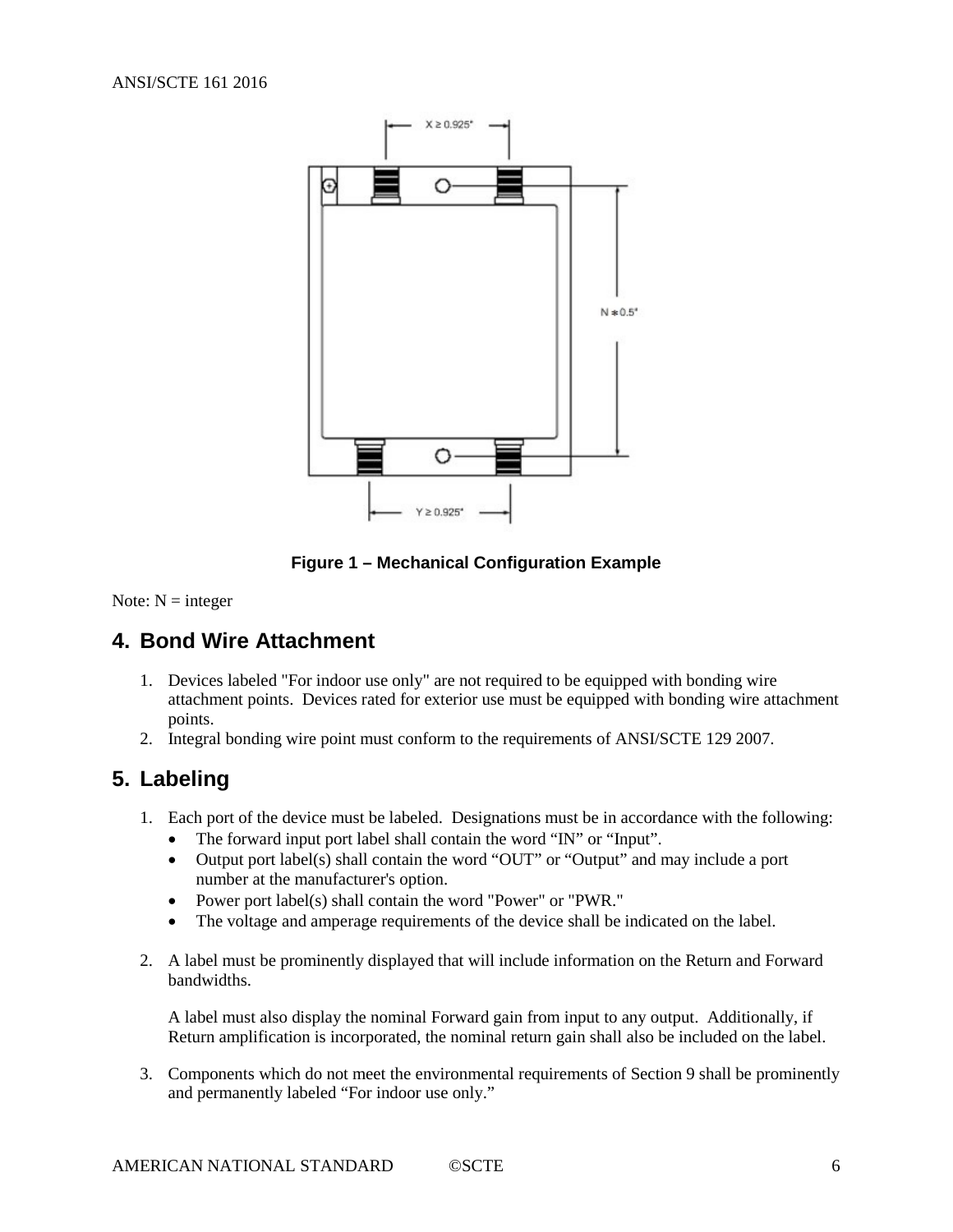Figure 1 – Mechanical Configuration Example

Note: N = integer

## 4. Bond Wire Attachment

1. Devices labeled "For indoor use only" are not required to be equipped with bonding wire attachment points. Devices rated for exterior use must be equipped with bonding wire attachment points.
2. Integral bonding wire point must conform to the requirements of ANSI/SCTE 129 2007.

## 5. Labeling

1. Each port of the device must be labeled. Designations must be in accordance with the following:
   - The forward input port label shall contain the word "IN" or "Input".
   - Output port label(s) shall contain the word "OUT" or "Output" and may include a port number at the manufacturer's option.
   - Power port label(s) shall contain the word "Power" or "PWR."
   - The voltage and amperage requirements of the device shall be indicated on the label.

2. A label must be prominently displayed that will include information on the Return and Forward bandwidths.

   A label must also display the nominal Forward gain from input to any output. Additionally, if Return amplification is incorporated, the nominal return gain shall also be included on the label.

3. Components which do not meet the environmental requirements of Section 9 shall be prominently and permanently labeled "For indoor use only."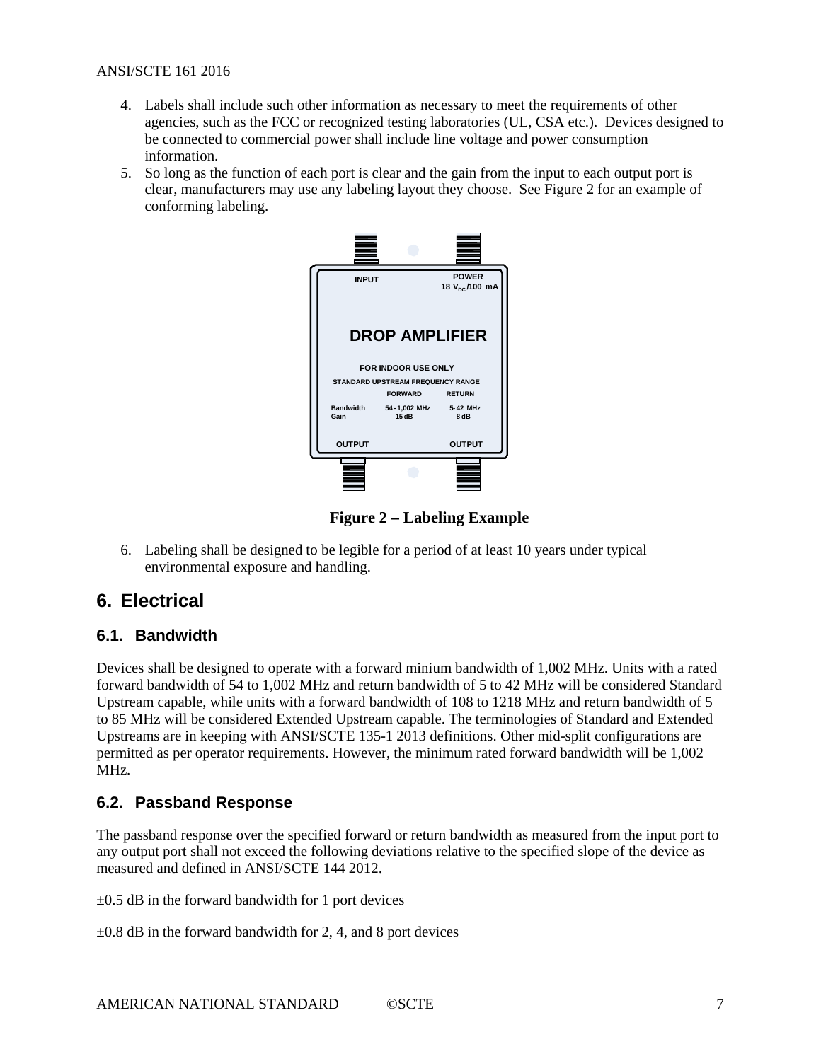4. Labels shall include such other information as necessary to meet the requirements of other agencies, such as the FCC or recognized testing laboratories (UL, CSA etc.). Devices designed to be connected to commercial power shall include line voltage and power consumption information.
5. So long as the function of each port is clear and the gain from the input to each output port is clear, manufacturers may use any labeling layout they choose. See Figure 2 for an example of conforming labeling.

**Figure 2 – Labeling Example**

6. Labeling shall be designed to be legible for a period of at least 10 years under typical environmental exposure and handling.

# 6. Electrical

## 6.1. Bandwidth

Devices shall be designed to operate with a forward minium bandwidth of 1,002 MHz. Units with a rated forward bandwidth of 54 to 1,002 MHz and return bandwidth of 5 to 42 MHz will be considered Standard Upstream capable, while units with a forward bandwidth of 108 to 1218 MHz and return bandwidth of 5 to 85 MHz will be considered Extended Upstream capable. The terminologies of Standard and Extended Upstreams are in keeping with ANSI/SCTE 135-1 2013 definitions. Other mid-split configurations are permitted as per operator requirements. However, the minimum rated forward bandwidth will be 1,002 MHz.

## 6.2. Passband Response

The passband response over the specified forward or return bandwidth as measured from the input port to any output port shall not exceed the following deviations relative to the specified slope of the device as measured and defined in ANSI/SCTE 144 2012.

±0.5 dB in the forward bandwidth for 1 port devices

±0.8 dB in the forward bandwidth for 2, 4, and 8 port devices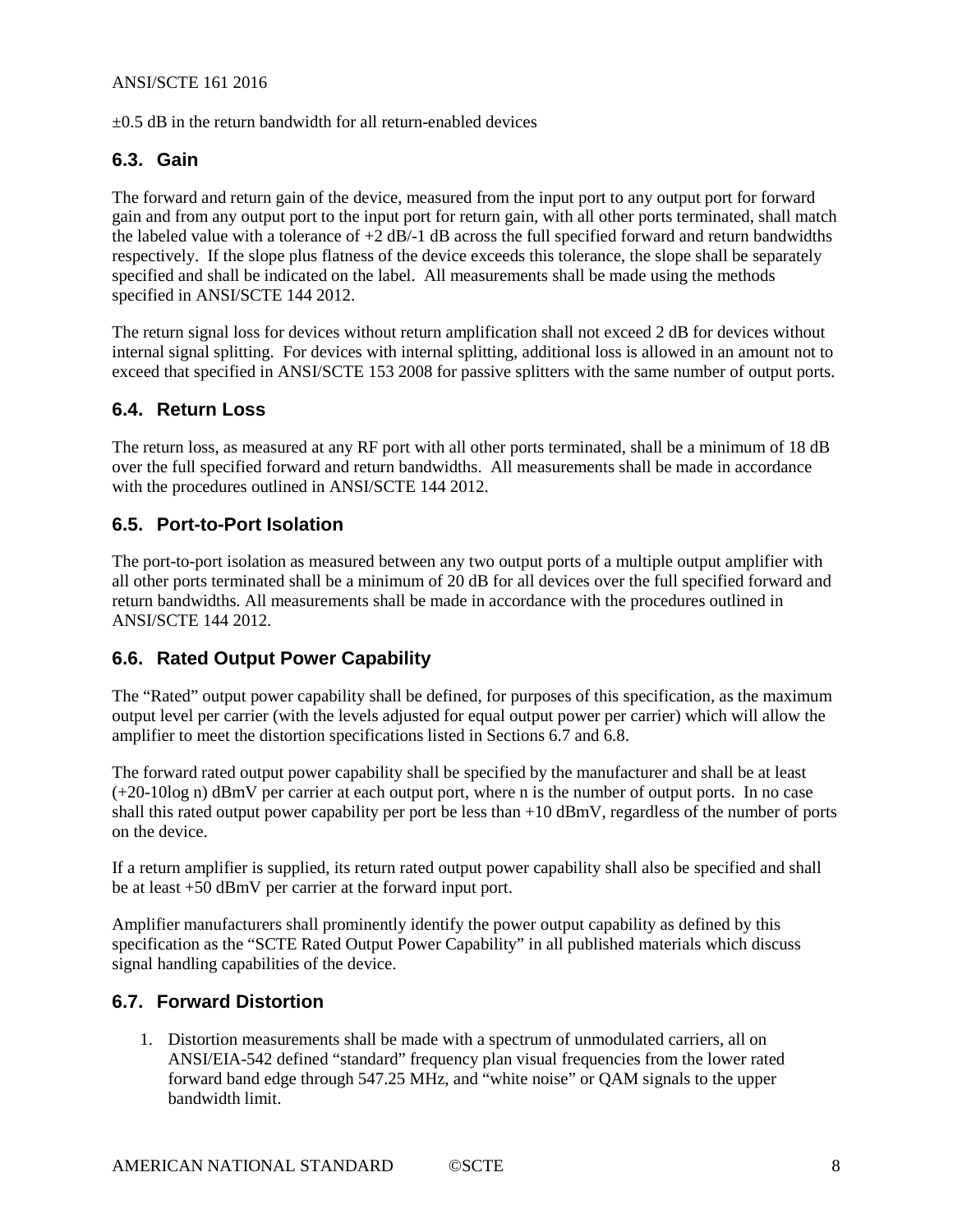±0.5 dB in the return bandwidth for all return-enabled devices

## 6.3. Gain

The forward and return gain of the device, measured from the input port to any output port for forward gain and from any output port to the input port for return gain, with all other ports terminated, shall match the labeled value with a tolerance of +2 dB/-1 dB across the full specified forward and return bandwidths respectively. If the slope plus flatness of the device exceeds this tolerance, the slope shall be separately specified and shall be indicated on the label. All measurements shall be made using the methods specified in ANSI/SCTE 144 2012.

The return signal loss for devices without return amplification shall not exceed 2 dB for devices without internal signal splitting. For devices with internal splitting, additional loss is allowed in an amount not to exceed that specified in ANSI/SCTE 153 2008 for passive splitters with the same number of output ports.

## 6.4. Return Loss

The return loss, as measured at any RF port with all other ports terminated, shall be a minimum of 18 dB over the full specified forward and return bandwidths. All measurements shall be made in accordance with the procedures outlined in ANSI/SCTE 144 2012.

## 6.5. Port-to-Port Isolation

The port-to-port isolation as measured between any two output ports of a multiple output amplifier with all other ports terminated shall be a minimum of 20 dB for all devices over the full specified forward and return bandwidths. All measurements shall be made in accordance with the procedures outlined in ANSI/SCTE 144 2012.

## 6.6. Rated Output Power Capability

The "Rated" output power capability shall be defined, for purposes of this specification, as the maximum output level per carrier (with the levels adjusted for equal output power per carrier) which will allow the amplifier to meet the distortion specifications listed in Sections 6.7 and 6.8.

The forward rated output power capability shall be specified by the manufacturer and shall be at least (+20-10log n) dBmV per carrier at each output port, where n is the number of output ports. In no case shall this rated output power capability per port be less than +10 dBmV, regardless of the number of ports on the device.

If a return amplifier is supplied, its return rated output power capability shall also be specified and shall be at least +50 dBmV per carrier at the forward input port.

Amplifier manufacturers shall prominently identify the power output capability as defined by this specification as the "SCTE Rated Output Power Capability" in all published materials which discuss signal handling capabilities of the device.

## 6.7. Forward Distortion

1. Distortion measurements shall be made with a spectrum of unmodulated carriers, all on ANSI/EIA-542 defined "standard" frequency plan visual frequencies from the lower rated forward band edge through 547.25 MHz, and "white noise" or QAM signals to the upper bandwidth limit.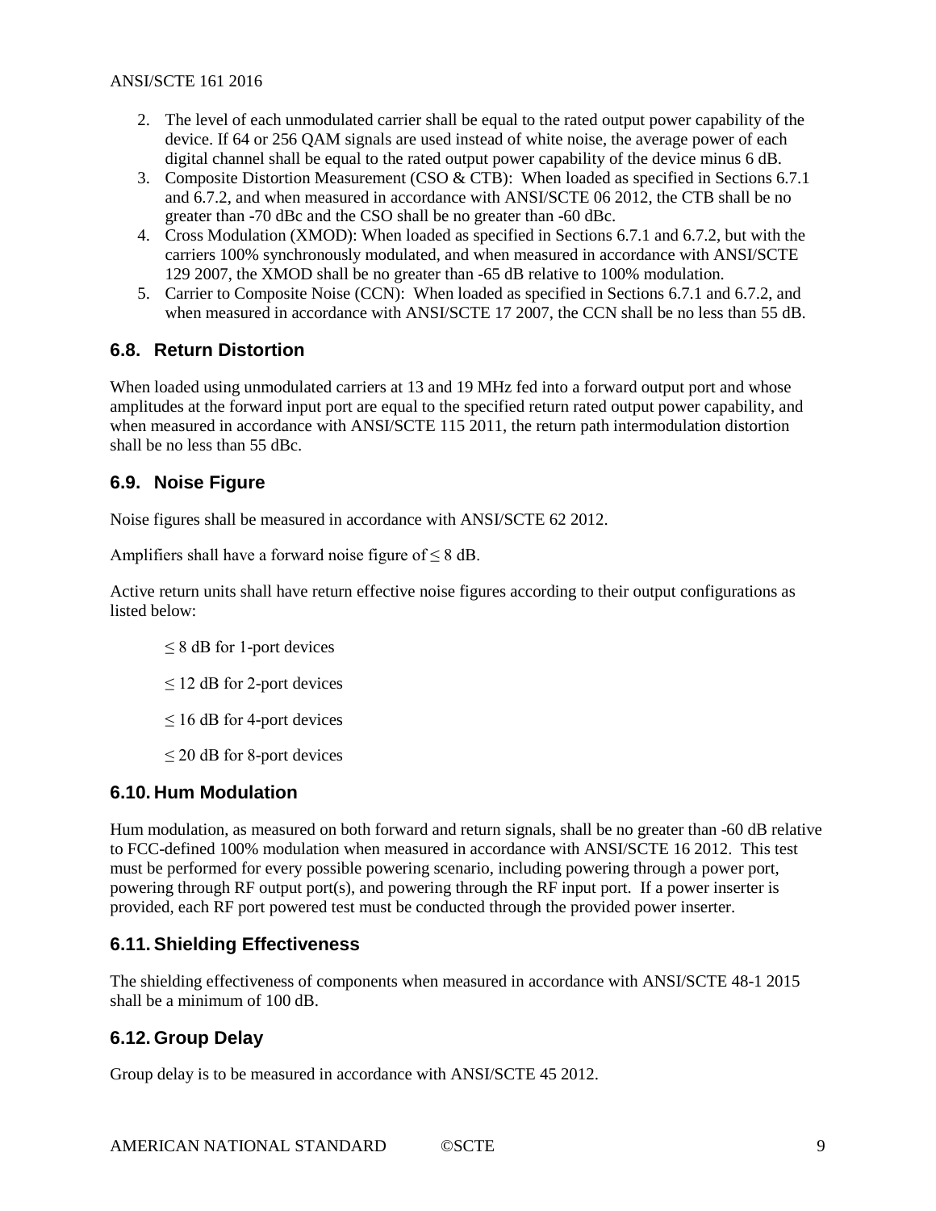2. The level of each unmodulated carrier shall be equal to the rated output power capability of the device. If 64 or 256 QAM signals are used instead of white noise, the average power of each digital channel shall be equal to the rated output power capability of the device minus 6 dB.
3. Composite Distortion Measurement (CSO & CTB): When loaded as specified in Sections 6.7.1 and 6.7.2, and when measured in accordance with ANSI/SCTE 06 2012, the CTB shall be no greater than -70 dBc and the CSO shall be no greater than -60 dBc.
4. Cross Modulation (XMOD): When loaded as specified in Sections 6.7.1 and 6.7.2, but with the carriers 100% synchronously modulated, and when measured in accordance with ANSI/SCTE 129 2007, the XMOD shall be no greater than -65 dB relative to 100% modulation.
5. Carrier to Composite Noise (CCN): When loaded as specified in Sections 6.7.1 and 6.7.2, and when measured in accordance with ANSI/SCTE 17 2007, the CCN shall be no less than 55 dB.

## 6.8. Return Distortion

When loaded using unmodulated carriers at 13 and 19 MHz fed into a forward output port and whose amplitudes at the forward input port are equal to the specified return rated output power capability, and when measured in accordance with ANSI/SCTE 115 2011, the return path intermodulation distortion shall be no less than 55 dBc.

## 6.9. Noise Figure

Noise figures shall be measured in accordance with ANSI/SCTE 62 2012.

Amplifiers shall have a forward noise figure of ≤ 8 dB.

Active return units shall have return effective noise figures according to their output configurations as listed below:

≤ 8 dB for 1-port devices

≤ 12 dB for 2-port devices

≤ 16 dB for 4-port devices

≤ 20 dB for 8-port devices

## 6.10. Hum Modulation

Hum modulation, as measured on both forward and return signals, shall be no greater than -60 dB relative to FCC-defined 100% modulation when measured in accordance with ANSI/SCTE 16 2012. This test must be performed for every possible powering scenario, including powering through a power port, powering through RF output port(s), and powering through the RF input port. If a power inserter is provided, each RF port powered test must be conducted through the provided power inserter.

## 6.11. Shielding Effectiveness

The shielding effectiveness of components when measured in accordance with ANSI/SCTE 48-1 2015 shall be a minimum of 100 dB.

## 6.12. Group Delay

Group delay is to be measured in accordance with ANSI/SCTE 45 2012.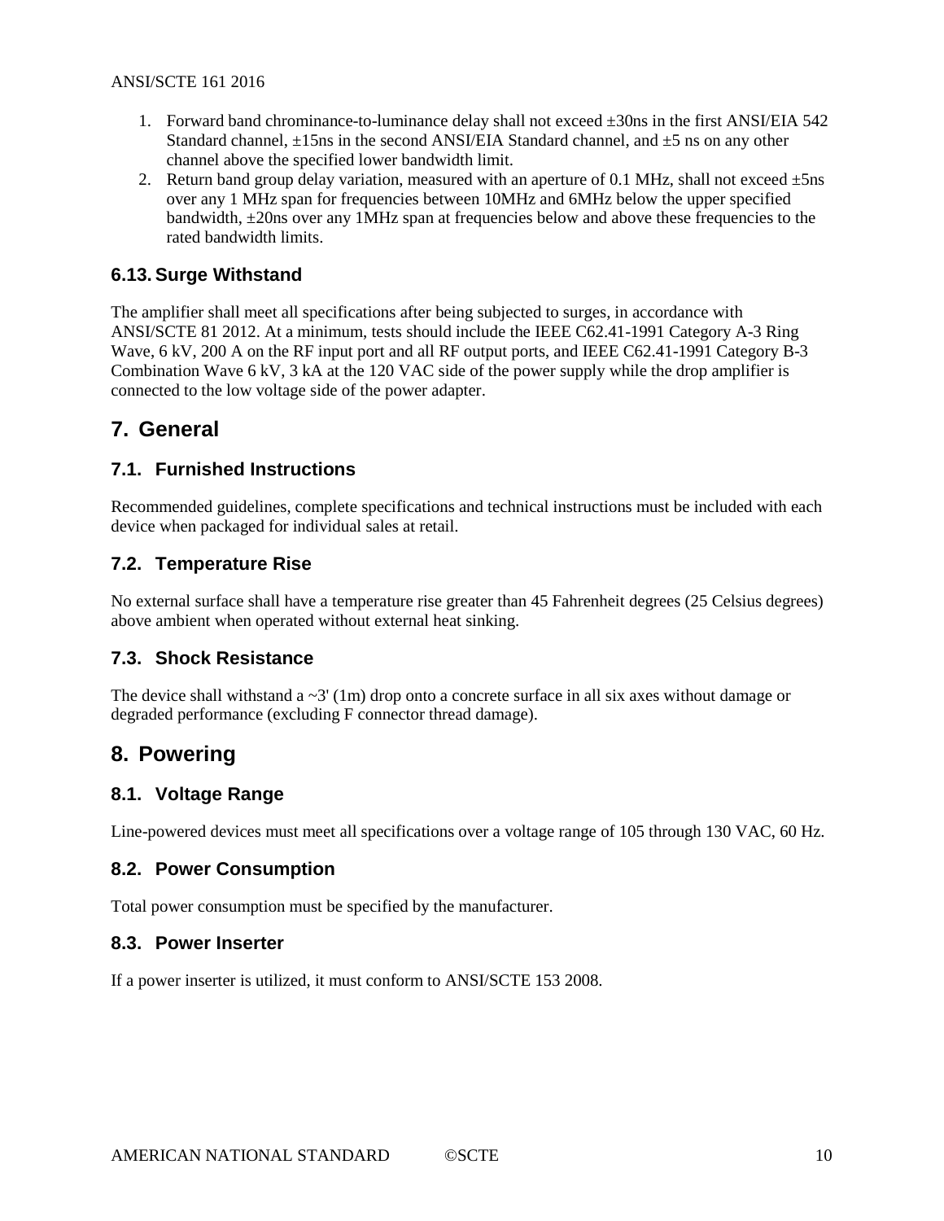1. Forward band chrominance-to-luminance delay shall not exceed ±30ns in the first ANSI/EIA 542 Standard channel, ±15ns in the second ANSI/EIA Standard channel, and ±5 ns on any other channel above the specified lower bandwidth limit.
2. Return band group delay variation, measured with an aperture of 0.1 MHz, shall not exceed ±5ns over any 1 MHz span for frequencies between 10MHz and 6MHz below the upper specified bandwidth, ±20ns over any 1MHz span at frequencies below and above these frequencies to the rated bandwidth limits.

### 6.13. Surge Withstand

The amplifier shall meet all specifications after being subjected to surges, in accordance with ANSI/SCTE 81 2012. At a minimum, tests should include the IEEE C62.41-1991 Category A-3 Ring Wave, 6 kV, 200 A on the RF input port and all RF output ports, and IEEE C62.41-1991 Category B-3 Combination Wave 6 kV, 3 kA at the 120 VAC side of the power supply while the drop amplifier is connected to the low voltage side of the power adapter.

## 7. General

### 7.1. Furnished Instructions

Recommended guidelines, complete specifications and technical instructions must be included with each device when packaged for individual sales at retail.

### 7.2. Temperature Rise

No external surface shall have a temperature rise greater than 45 Fahrenheit degrees (25 Celsius degrees) above ambient when operated without external heat sinking.

### 7.3. Shock Resistance

The device shall withstand a ~3' (1m) drop onto a concrete surface in all six axes without damage or degraded performance (excluding F connector thread damage).

## 8. Powering

### 8.1. Voltage Range

Line-powered devices must meet all specifications over a voltage range of 105 through 130 VAC, 60 Hz.

### 8.2. Power Consumption

Total power consumption must be specified by the manufacturer.

### 8.3. Power Inserter

If a power inserter is utilized, it must conform to ANSI/SCTE 153 2008.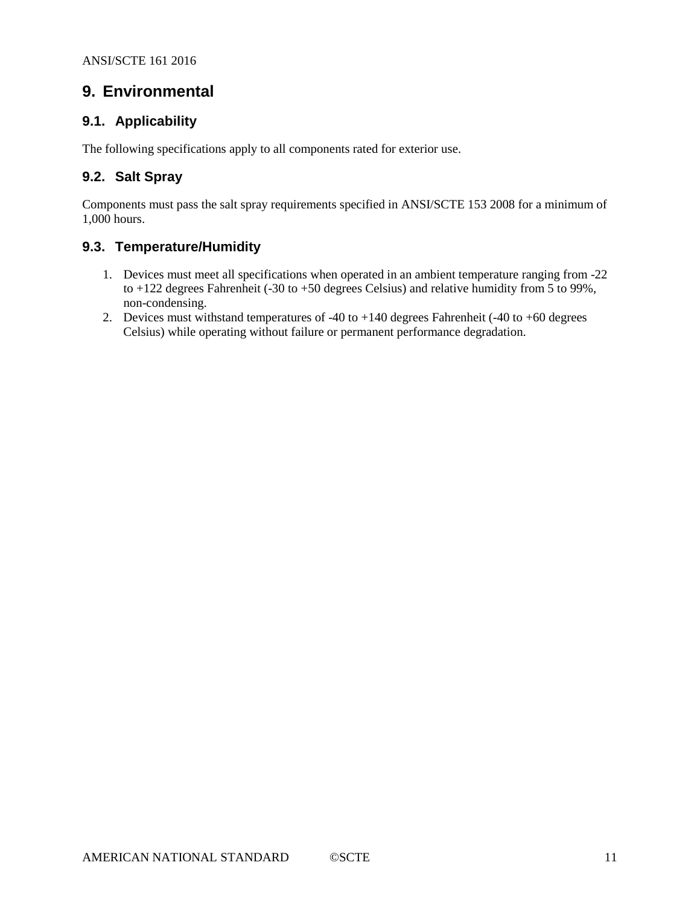# 9. Environmental

## 9.1. Applicability

The following specifications apply to all components rated for exterior use.

## 9.2. Salt Spray

Components must pass the salt spray requirements specified in ANSI/SCTE 153 2008 for a minimum of 1,000 hours.

## 9.3. Temperature/Humidity

1. Devices must meet all specifications when operated in an ambient temperature ranging from -22 to +122 degrees Fahrenheit (-30 to +50 degrees Celsius) and relative humidity from 5 to 99%, non-condensing.
2. Devices must withstand temperatures of -40 to +140 degrees Fahrenheit (-40 to +60 degrees Celsius) while operating without failure or permanent performance degradation.